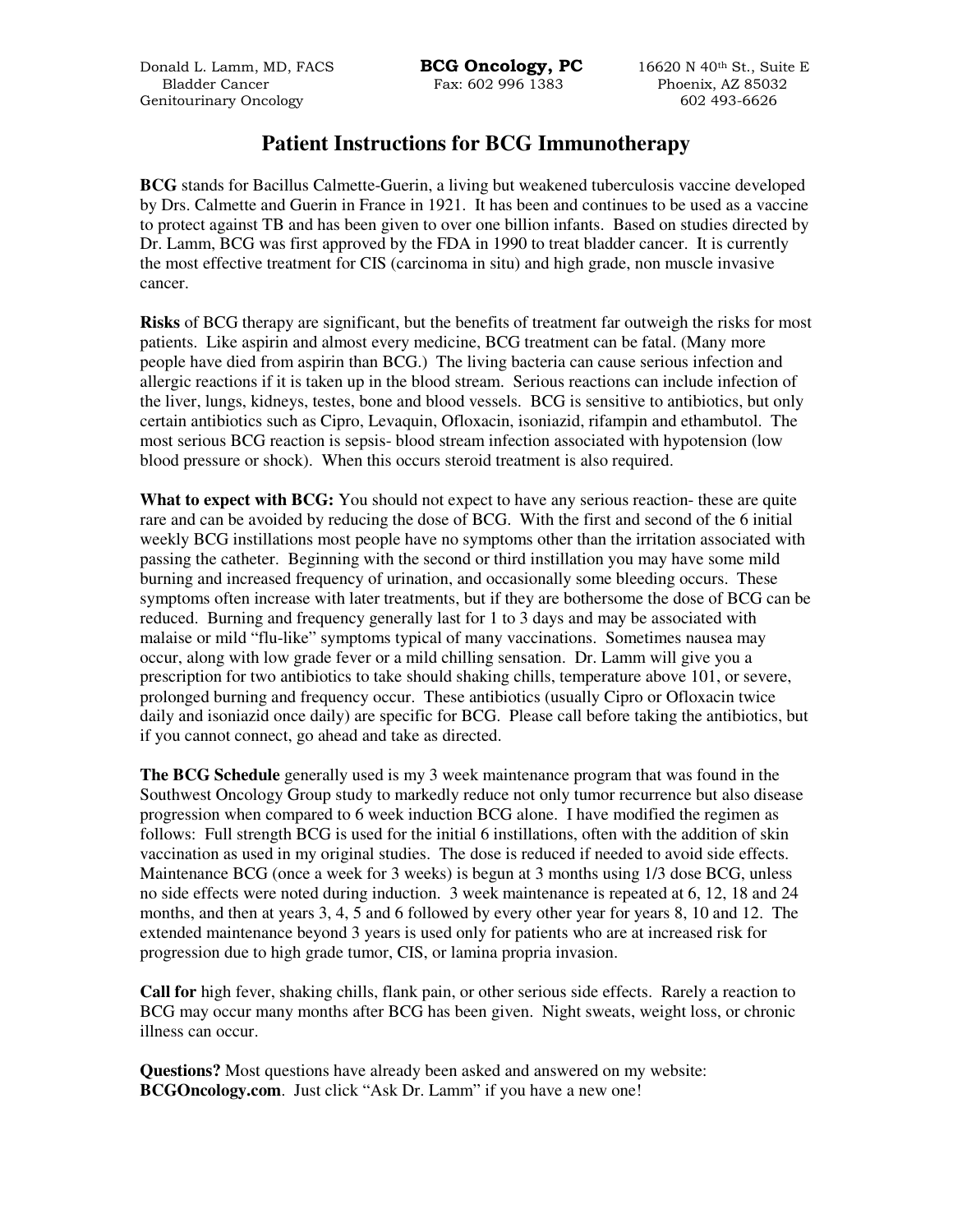Donald L. Lamm, MD, FACS
Bladder Cancer
Genitourinary Oncology

**BCG Oncology, PC**
Fax: 602 996 1383

16620 N 40th St., Suite E
Phoenix, AZ 85032
602 493-6626

# Patient Instructions for BCG Immunotherapy

**BCG** stands for Bacillus Calmette-Guerin, a living but weakened tuberculosis vaccine developed by Drs. Calmette and Guerin in France in 1921. It has been and continues to be used as a vaccine to protect against TB and has been given to over one billion infants. Based on studies directed by Dr. Lamm, BCG was first approved by the FDA in 1990 to treat bladder cancer. It is currently the most effective treatment for CIS (carcinoma in situ) and high grade, non muscle invasive cancer.

**Risks** of BCG therapy are significant, but the benefits of treatment far outweigh the risks for most patients. Like aspirin and almost every medicine, BCG treatment can be fatal. (Many more people have died from aspirin than BCG.) The living bacteria can cause serious infection and allergic reactions if it is taken up in the blood stream. Serious reactions can include infection of the liver, lungs, kidneys, testes, bone and blood vessels. BCG is sensitive to antibiotics, but only certain antibiotics such as Cipro, Levaquin, Ofloxacin, isoniazid, rifampin and ethambutol. The most serious BCG reaction is sepsis- blood stream infection associated with hypotension (low blood pressure or shock). When this occurs steroid treatment is also required.

**What to expect with BCG:** You should not expect to have any serious reaction- these are quite rare and can be avoided by reducing the dose of BCG. With the first and second of the 6 initial weekly BCG instillations most people have no symptoms other than the irritation associated with passing the catheter. Beginning with the second or third instillation you may have some mild burning and increased frequency of urination, and occasionally some bleeding occurs. These symptoms often increase with later treatments, but if they are bothersome the dose of BCG can be reduced. Burning and frequency generally last for 1 to 3 days and may be associated with malaise or mild "flu-like" symptoms typical of many vaccinations. Sometimes nausea may occur, along with low grade fever or a mild chilling sensation. Dr. Lamm will give you a prescription for two antibiotics to take should shaking chills, temperature above 101, or severe, prolonged burning and frequency occur. These antibiotics (usually Cipro or Ofloxacin twice daily and isoniazid once daily) are specific for BCG. Please call before taking the antibiotics, but if you cannot connect, go ahead and take as directed.

**The BCG Schedule** generally used is my 3 week maintenance program that was found in the Southwest Oncology Group study to markedly reduce not only tumor recurrence but also disease progression when compared to 6 week induction BCG alone. I have modified the regimen as follows: Full strength BCG is used for the initial 6 instillations, often with the addition of skin vaccination as used in my original studies. The dose is reduced if needed to avoid side effects. Maintenance BCG (once a week for 3 weeks) is begun at 3 months using 1/3 dose BCG, unless no side effects were noted during induction. 3 week maintenance is repeated at 6, 12, 18 and 24 months, and then at years 3, 4, 5 and 6 followed by every other year for years 8, 10 and 12. The extended maintenance beyond 3 years is used only for patients who are at increased risk for progression due to high grade tumor, CIS, or lamina propria invasion.

**Call for** high fever, shaking chills, flank pain, or other serious side effects. Rarely a reaction to BCG may occur many months after BCG has been given. Night sweats, weight loss, or chronic illness can occur.

**Questions?** Most questions have already been asked and answered on my website: **BCGOncology.com**. Just click "Ask Dr. Lamm" if you have a new one!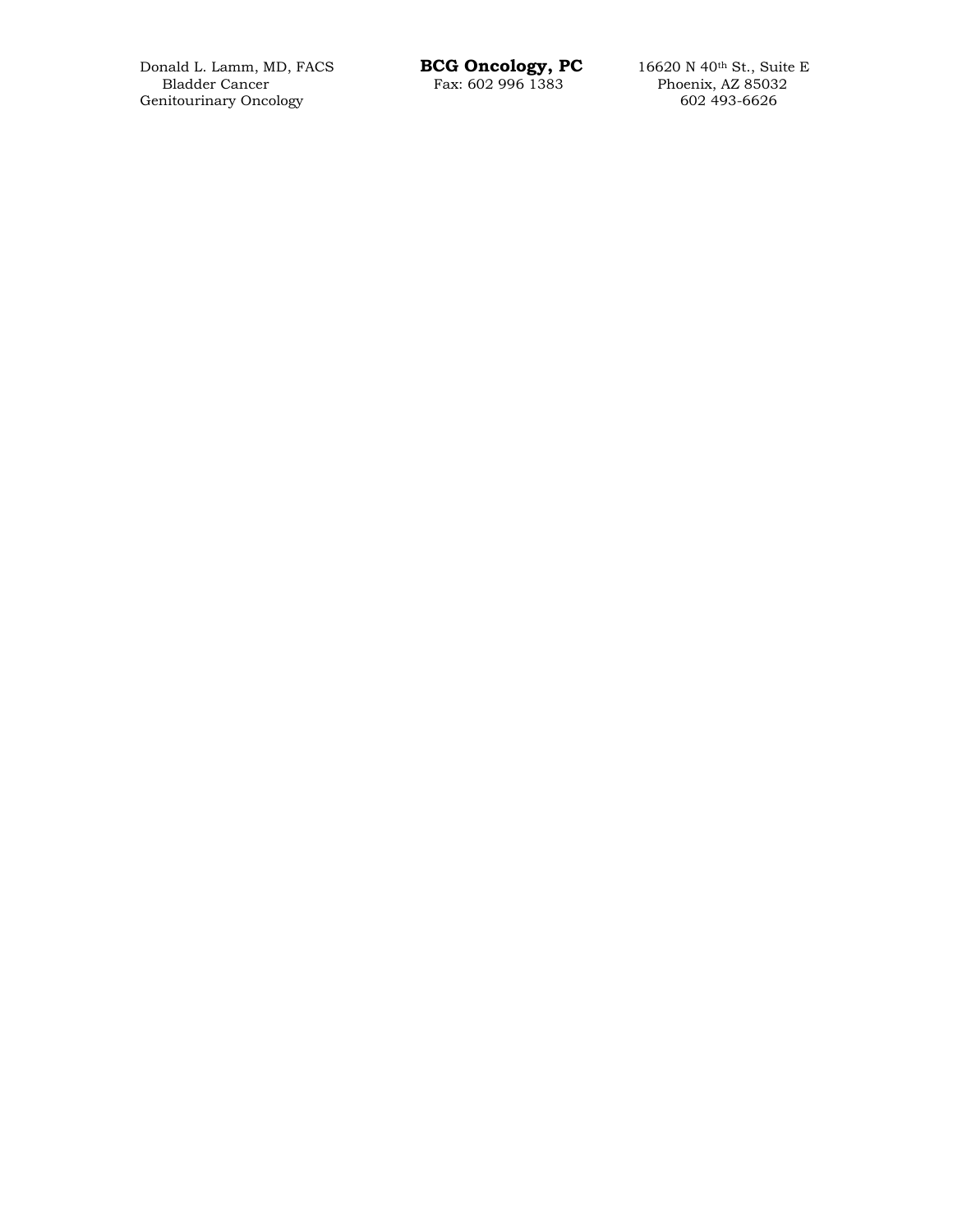Donald L. Lamm, MD, FACS
Bladder Cancer
Genitourinary Oncology

**BCG Oncology, PC**
Fax: 602 996 1383

16620 N 40th St., Suite E
Phoenix, AZ 85032
602 493-6626